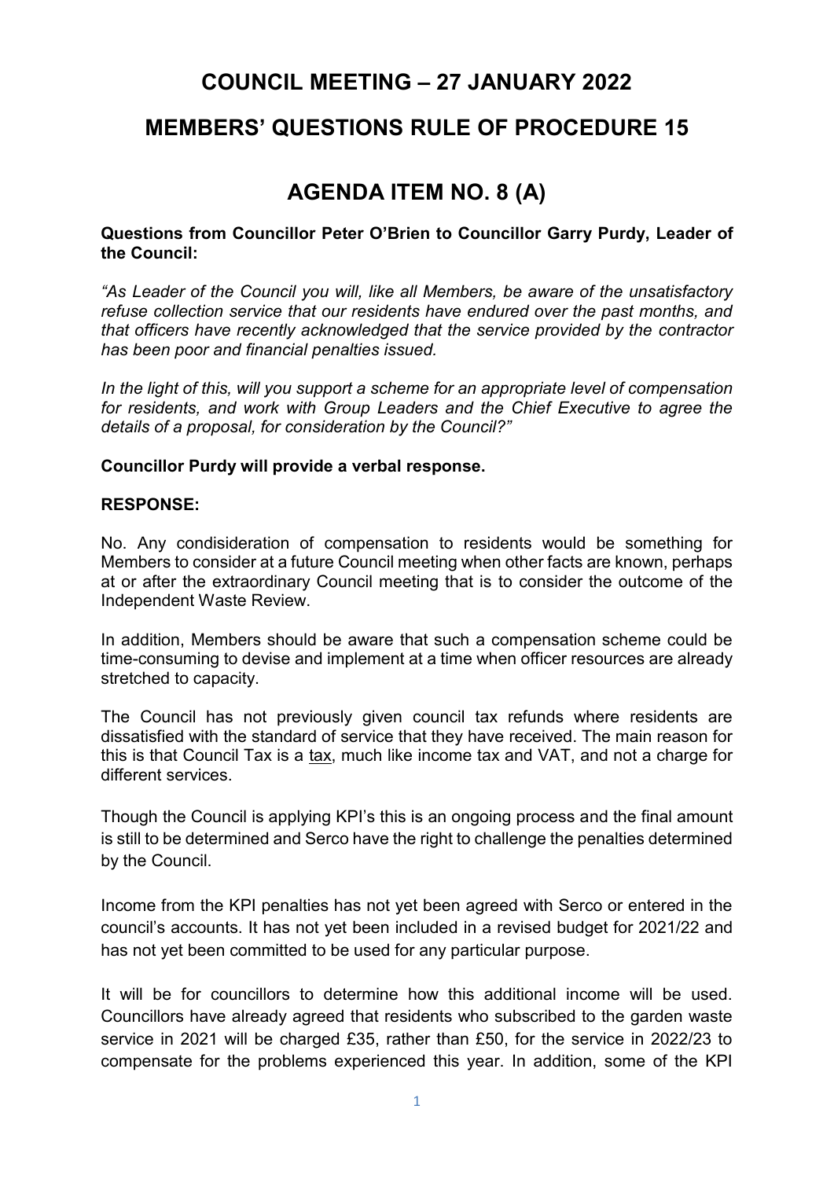# COUNCIL MEETING – 27 JANUARY 2022

# MEMBERS' QUESTIONS RULE OF PROCEDURE 15

# AGENDA ITEM NO. 8 (A)

**Questions from Councillor Peter O'Brien to Councillor Garry Purdy, Leader of the Council:**

*"As Leader of the Council you will, like all Members, be aware of the unsatisfactory refuse collection service that our residents have endured over the past months, and that officers have recently acknowledged that the service provided by the contractor has been poor and financial penalties issued.*

*In the light of this, will you support a scheme for an appropriate level of compensation for residents, and work with Group Leaders and the Chief Executive to agree the details of a proposal, for consideration by the Council?"*

**Councillor Purdy will provide a verbal response.**

**RESPONSE:**

No. Any condisideration of compensation to residents would be something for Members to consider at a future Council meeting when other facts are known, perhaps at or after the extraordinary Council meeting that is to consider the outcome of the Independent Waste Review.

In addition, Members should be aware that such a compensation scheme could be time-consuming to devise and implement at a time when officer resources are already stretched to capacity.

The Council has not previously given council tax refunds where residents are dissatisfied with the standard of service that they have received. The main reason for this is that Council Tax is a tax, much like income tax and VAT, and not a charge for different services.

Though the Council is applying KPI's this is an ongoing process and the final amount is still to be determined and Serco have the right to challenge the penalties determined by the Council.

Income from the KPI penalties has not yet been agreed with Serco or entered in the council's accounts. It has not yet been included in a revised budget for 2021/22 and has not yet been committed to be used for any particular purpose.

It will be for councillors to determine how this additional income will be used. Councillors have already agreed that residents who subscribed to the garden waste service in 2021 will be charged £35, rather than £50, for the service in 2022/23 to compensate for the problems experienced this year. In addition, some of the KPI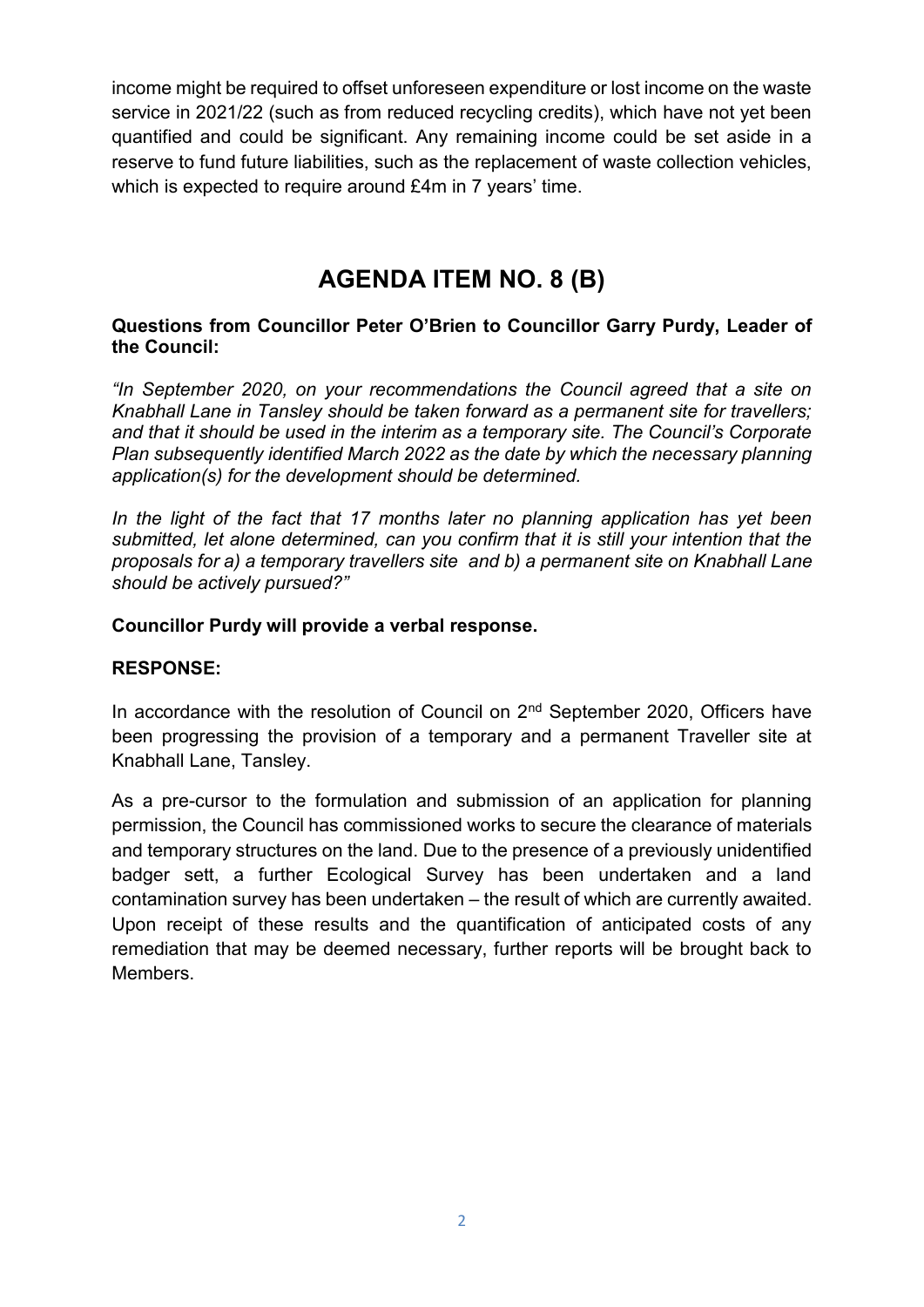income might be required to offset unforeseen expenditure or lost income on the waste service in 2021/22 (such as from reduced recycling credits), which have not yet been quantified and could be significant. Any remaining income could be set aside in a reserve to fund future liabilities, such as the replacement of waste collection vehicles, which is expected to require around £4m in 7 years' time.

# AGENDA ITEM NO. 8 (B)

**Questions from Councillor Peter O'Brien to Councillor Garry Purdy, Leader of the Council:**

*"In September 2020, on your recommendations the Council agreed that a site on Knabhall Lane in Tansley should be taken forward as a permanent site for travellers; and that it should be used in the interim as a temporary site. The Council's Corporate Plan subsequently identified March 2022 as the date by which the necessary planning application(s) for the development should be determined.*

*In the light of the fact that 17 months later no planning application has yet been submitted, let alone determined, can you confirm that it is still your intention that the proposals for a) a temporary travellers site and b) a permanent site on Knabhall Lane should be actively pursued?"*

**Councillor Purdy will provide a verbal response.**

**RESPONSE:**

In accordance with the resolution of Council on 2nd September 2020, Officers have been progressing the provision of a temporary and a permanent Traveller site at Knabhall Lane, Tansley.

As a pre-cursor to the formulation and submission of an application for planning permission, the Council has commissioned works to secure the clearance of materials and temporary structures on the land. Due to the presence of a previously unidentified badger sett, a further Ecological Survey has been undertaken and a land contamination survey has been undertaken – the result of which are currently awaited. Upon receipt of these results and the quantification of anticipated costs of any remediation that may be deemed necessary, further reports will be brought back to Members.